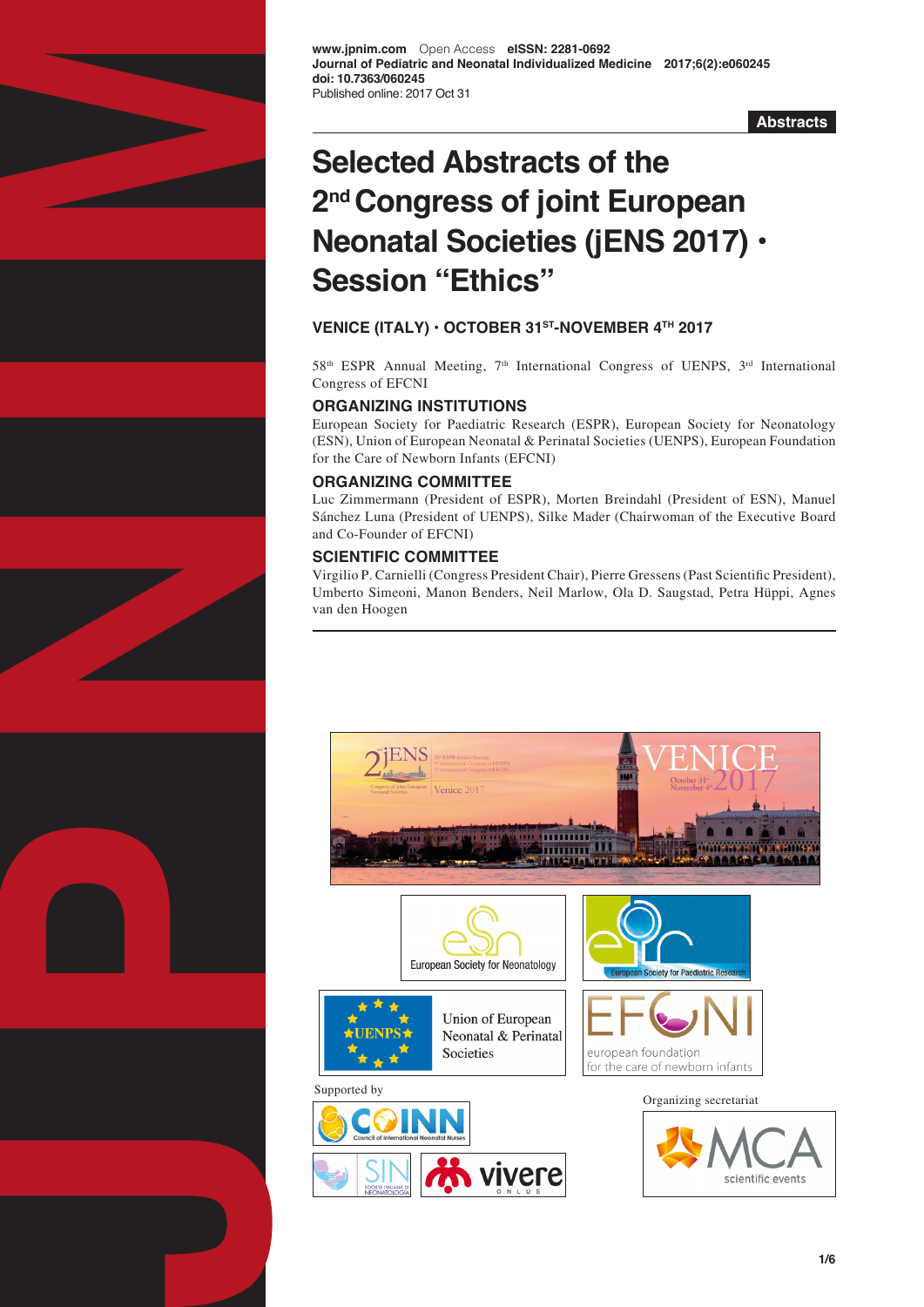www.jpnim.com Open Access **eISSN: 2281-0692**
**Journal of Pediatric and Neonatal Individualized Medicine 2017;6(2):e060245**
**doi: 10.7363/060245**
Published online: 2017 Oct 31

**Abstracts**

# Selected Abstracts of the 2nd Congress of joint European Neonatal Societies (jENS 2017) • Session "Ethics"

### VENICE (ITALY) • OCTOBER 31ST-NOVEMBER 4TH 2017

58th ESPR Annual Meeting, 7th International Congress of UENPS, 3rd International Congress of EFCNI

### ORGANIZING INSTITUTIONS

European Society for Paediatric Research (ESPR), European Society for Neonatology (ESN), Union of European Neonatal & Perinatal Societies (UENPS), European Foundation for the Care of Newborn Infants (EFCNI)

### ORGANIZING COMMITTEE

Luc Zimmermann (President of ESPR), Morten Breindahl (President of ESN), Manuel Sánchez Luna (President of UENPS), Silke Mader (Chairwoman of the Executive Board and Co-Founder of EFCNI)

### SCIENTIFIC COMMITTEE

Virgilio P. Carnielli (Congress President Chair), Pierre Gressens (Past Scientific President), Umberto Simeoni, Manon Benders, Neil Marlow, Ola D. Saugstad, Petra Hüppi, Agnes van den Hoogen

Supported by

Organizing secretariat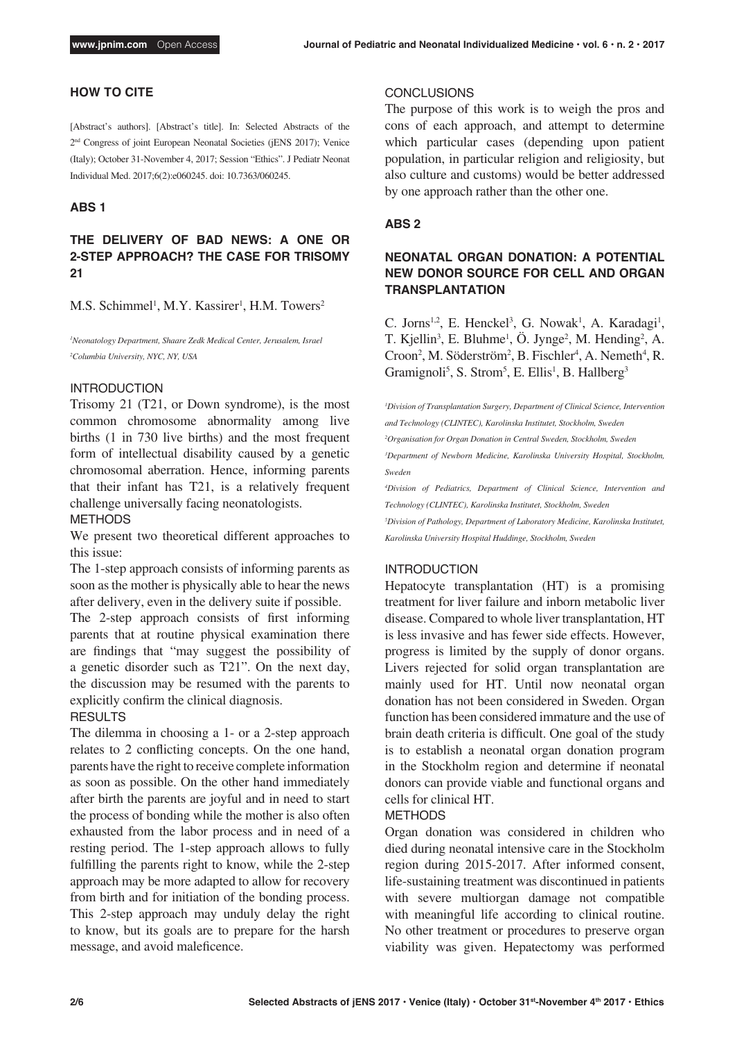## HOW TO CITE

[Abstract's authors]. [Abstract's title]. In: Selected Abstracts of the 2nd Congress of joint European Neonatal Societies (jENS 2017); Venice (Italy); October 31-November 4, 2017; Session "Ethics". J Pediatr Neonat Individual Med. 2017;6(2):e060245. doi: 10.7363/060245.

## ABS 1

### THE DELIVERY OF BAD NEWS: A ONE OR 2-STEP APPROACH? THE CASE FOR TRISOMY 21

M.S. Schimmel[1], M.Y. Kassirer[1], H.M. Towers[2]

*[1]Neonatology Department, Shaare Zedk Medical Center, Jerusalem, Israel*
*[2]Columbia University, NYC, NY, USA*

#### INTRODUCTION

Trisomy 21 (T21, or Down syndrome), is the most common chromosome abnormality among live births (1 in 730 live births) and the most frequent form of intellectual disability caused by a genetic chromosomal aberration. Hence, informing parents that their infant has T21, is a relatively frequent challenge universally facing neonatologists.

#### METHODS

We present two theoretical different approaches to this issue:

The 1-step approach consists of informing parents as soon as the mother is physically able to hear the news after delivery, even in the delivery suite if possible.

The 2-step approach consists of first informing parents that at routine physical examination there are findings that "may suggest the possibility of a genetic disorder such as T21". On the next day, the discussion may be resumed with the parents to explicitly confirm the clinical diagnosis.

#### RESULTS

The dilemma in choosing a 1- or a 2-step approach relates to 2 conflicting concepts. On the one hand, parents have the right to receive complete information as soon as possible. On the other hand immediately after birth the parents are joyful and in need to start the process of bonding while the mother is also often exhausted from the labor process and in need of a resting period. The 1-step approach allows to fully fulfilling the parents right to know, while the 2-step approach may be more adapted to allow for recovery from birth and for initiation of the bonding process. This 2-step approach may unduly delay the right to know, but its goals are to prepare for the harsh message, and avoid maleficence.

#### CONCLUSIONS

The purpose of this work is to weigh the pros and cons of each approach, and attempt to determine which particular cases (depending upon patient population, in particular religion and religiosity, but also culture and customs) would be better addressed by one approach rather than the other one.

## ABS 2

### NEONATAL ORGAN DONATION: A POTENTIAL NEW DONOR SOURCE FOR CELL AND ORGAN TRANSPLANTATION

C. Jorns[1,2], E. Henckel[3], G. Nowak[1], A. Karadagi[1], T. Kjellin[3], E. Bluhme[1], Ö. Jynge[2], M. Hending[2], A. Croon[2], M. Söderström[2], B. Fischler[4], A. Nemeth[4], R. Gramignoli[5], S. Strom[5], E. Ellis[1], B. Hallberg[3]

*[1]Division of Transplantation Surgery, Department of Clinical Science, Intervention and Technology (CLINTEC), Karolinska Institutet, Stockholm, Sweden*
*[2]Organisation for Organ Donation in Central Sweden, Stockholm, Sweden*
*[3]Department of Newborn Medicine, Karolinska University Hospital, Stockholm, Sweden*
*[4]Division of Pediatrics, Department of Clinical Science, Intervention and Technology (CLINTEC), Karolinska Institutet, Stockholm, Sweden*
*[5]Division of Pathology, Department of Laboratory Medicine, Karolinska Institutet, Karolinska University Hospital Huddinge, Stockholm, Sweden*

#### INTRODUCTION

Hepatocyte transplantation (HT) is a promising treatment for liver failure and inborn metabolic liver disease. Compared to whole liver transplantation, HT is less invasive and has fewer side effects. However, progress is limited by the supply of donor organs. Livers rejected for solid organ transplantation are mainly used for HT. Until now neonatal organ donation has not been considered in Sweden. Organ function has been considered immature and the use of brain death criteria is difficult. One goal of the study is to establish a neonatal organ donation program in the Stockholm region and determine if neonatal donors can provide viable and functional organs and cells for clinical HT.

#### METHODS

Organ donation was considered in children who died during neonatal intensive care in the Stockholm region during 2015-2017. After informed consent, life-sustaining treatment was discontinued in patients with severe multiorgan damage not compatible with meaningful life according to clinical routine. No other treatment or procedures to preserve organ viability was given. Hepatectomy was performed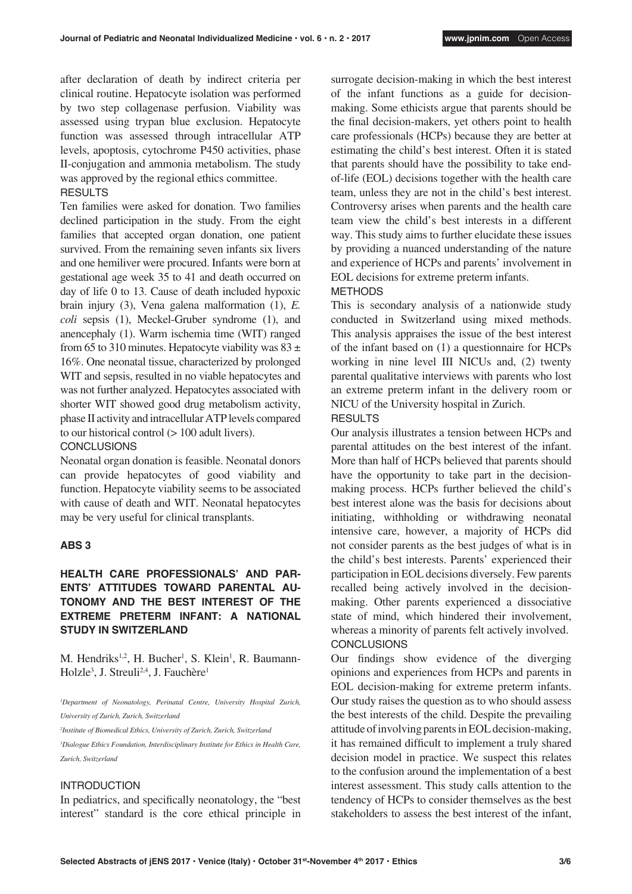after declaration of death by indirect criteria per clinical routine. Hepatocyte isolation was performed by two step collagenase perfusion. Viability was assessed using trypan blue exclusion. Hepatocyte function was assessed through intracellular ATP levels, apoptosis, cytochrome P450 activities, phase II-conjugation and ammonia metabolism. The study was approved by the regional ethics committee.

RESULTS

Ten families were asked for donation. Two families declined participation in the study. From the eight families that accepted organ donation, one patient survived. From the remaining seven infants six livers and one hemiliver were procured. Infants were born at gestational age week 35 to 41 and death occurred on day of life 0 to 13. Cause of death included hypoxic brain injury (3), Vena galena malformation (1), *E. coli* sepsis (1), Meckel-Gruber syndrome (1), and anencephaly (1). Warm ischemia time (WIT) ranged from 65 to 310 minutes. Hepatocyte viability was $83 \pm 16\%$. One neonatal tissue, characterized by prolonged WIT and sepsis, resulted in no viable hepatocytes and was not further analyzed. Hepatocytes associated with shorter WIT showed good drug metabolism activity, phase II activity and intracellular ATP levels compared to our historical control (> 100 adult livers).

CONCLUSIONS

Neonatal organ donation is feasible. Neonatal donors can provide hepatocytes of good viability and function. Hepatocyte viability seems to be associated with cause of death and WIT. Neonatal hepatocytes may be very useful for clinical transplants.

## ABS 3

## HEALTH CARE PROFESSIONALS' AND PARENTS' ATTITUDES TOWARD PARENTAL AUTONOMY AND THE BEST INTEREST OF THE EXTREME PRETERM INFANT: A NATIONAL STUDY IN SWITZERLAND

M. Hendriks[1,2], H. Bucher[1], S. Klein[1], R. Baumann-Holzle[3], J. Streuli[2,4], J. Fauchère[1]

*[1]Department of Neonatology, Perinatal Centre, University Hospital Zurich, University of Zurich, Zurich, Switzerland*

*[2]Institute of Biomedical Ethics, University of Zurich, Zurich, Switzerland*

*[3]Dialogue Ethics Foundation, Interdisciplinary Institute for Ethics in Health Care, Zurich, Switzerland*

INTRODUCTION

In pediatrics, and specifically neonatology, the "best interest" standard is the core ethical principle in surrogate decision-making in which the best interest of the infant functions as a guide for decision-making. Some ethicists argue that parents should be the final decision-makers, yet others point to health care professionals (HCPs) because they are better at estimating the child's best interest. Often it is stated that parents should have the possibility to take end-of-life (EOL) decisions together with the health care team, unless they are not in the child's best interest. Controversy arises when parents and the health care team view the child's best interests in a different way. This study aims to further elucidate these issues by providing a nuanced understanding of the nature and experience of HCPs and parents' involvement in EOL decisions for extreme preterm infants.

METHODS

This is secondary analysis of a nationwide study conducted in Switzerland using mixed methods. This analysis appraises the issue of the best interest of the infant based on (1) a questionnaire for HCPs working in nine level III NICUs and, (2) twenty parental qualitative interviews with parents who lost an extreme preterm infant in the delivery room or NICU of the University hospital in Zurich.

RESULTS

Our analysis illustrates a tension between HCPs and parental attitudes on the best interest of the infant. More than half of HCPs believed that parents should have the opportunity to take part in the decision-making process. HCPs further believed the child's best interest alone was the basis for decisions about initiating, withholding or withdrawing neonatal intensive care, however, a majority of HCPs did not consider parents as the best judges of what is in the child's best interests. Parents' experienced their participation in EOL decisions diversely. Few parents recalled being actively involved in the decision-making. Other parents experienced a dissociative state of mind, which hindered their involvement, whereas a minority of parents felt actively involved.

CONCLUSIONS

Our findings show evidence of the diverging opinions and experiences from HCPs and parents in EOL decision-making for extreme preterm infants. Our study raises the question as to who should assess the best interests of the child. Despite the prevailing attitude of involving parents in EOL decision-making, it has remained difficult to implement a truly shared decision model in practice. We suspect this relates to the confusion around the implementation of a best interest assessment. This study calls attention to the tendency of HCPs to consider themselves as the best stakeholders to assess the best interest of the infant,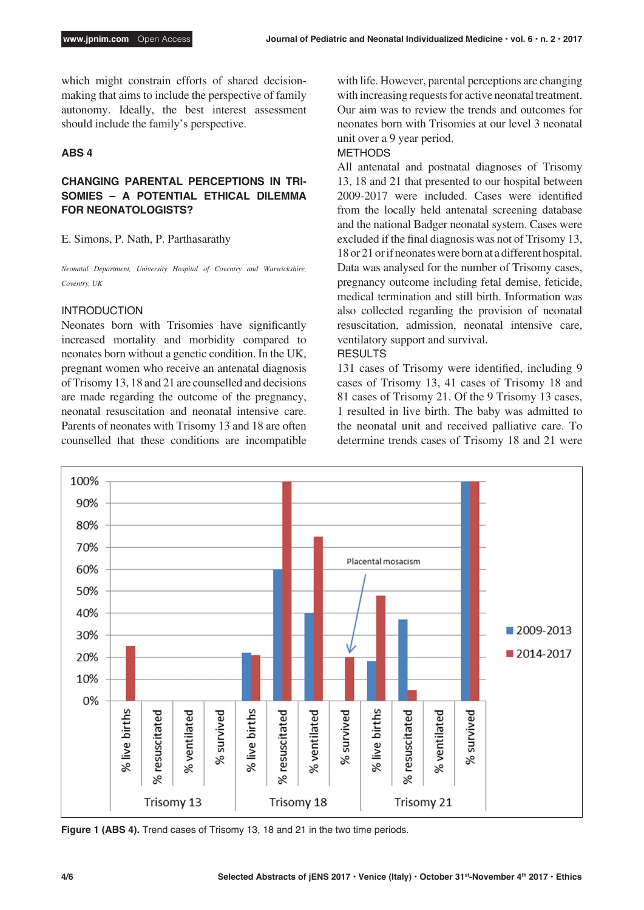which might constrain efforts of shared decision-making that aims to include the perspective of family autonomy. Ideally, the best interest assessment should include the family's perspective.

## ABS 4

## CHANGING PARENTAL PERCEPTIONS IN TRISOMIES – A POTENTIAL ETHICAL DILEMMA FOR NEONATOLOGISTS?

E. Simons, P. Nath, P. Parthasarathy

*Neonatal Department, University Hospital of Coventry and Warwickshire, Coventry, UK*

### INTRODUCTION

Neonates born with Trisomies have significantly increased mortality and morbidity compared to neonates born without a genetic condition. In the UK, pregnant women who receive an antenatal diagnosis of Trisomy 13, 18 and 21 are counselled and decisions are made regarding the outcome of the pregnancy, neonatal resuscitation and neonatal intensive care. Parents of neonates with Trisomy 13 and 18 are often counselled that these conditions are incompatible with life. However, parental perceptions are changing with increasing requests for active neonatal treatment. Our aim was to review the trends and outcomes for neonates born with Trisomies at our level 3 neonatal unit over a 9 year period.

### METHODS

All antenatal and postnatal diagnoses of Trisomy 13, 18 and 21 that presented to our hospital between 2009-2017 were included. Cases were identified from the locally held antenatal screening database and the national Badger neonatal system. Cases were excluded if the final diagnosis was not of Trisomy 13, 18 or 21 or if neonates were born at a different hospital. Data was analysed for the number of Trisomy cases, pregnancy outcome including fetal demise, feticide, medical termination and still birth. Information was also collected regarding the provision of neonatal resuscitation, admission, neonatal intensive care, ventilatory support and survival.

### RESULTS

131 cases of Trisomy were identified, including 9 cases of Trisomy 13, 41 cases of Trisomy 18 and 81 cases of Trisomy 21. Of the 9 Trisomy 13 cases, 1 resulted in live birth. The baby was admitted to the neonatal unit and received palliative care. To determine trends cases of Trisomy 18 and 21 were

**Figure 1 (ABS 4).** Trend cases of Trisomy 13, 18 and 21 in the two time periods.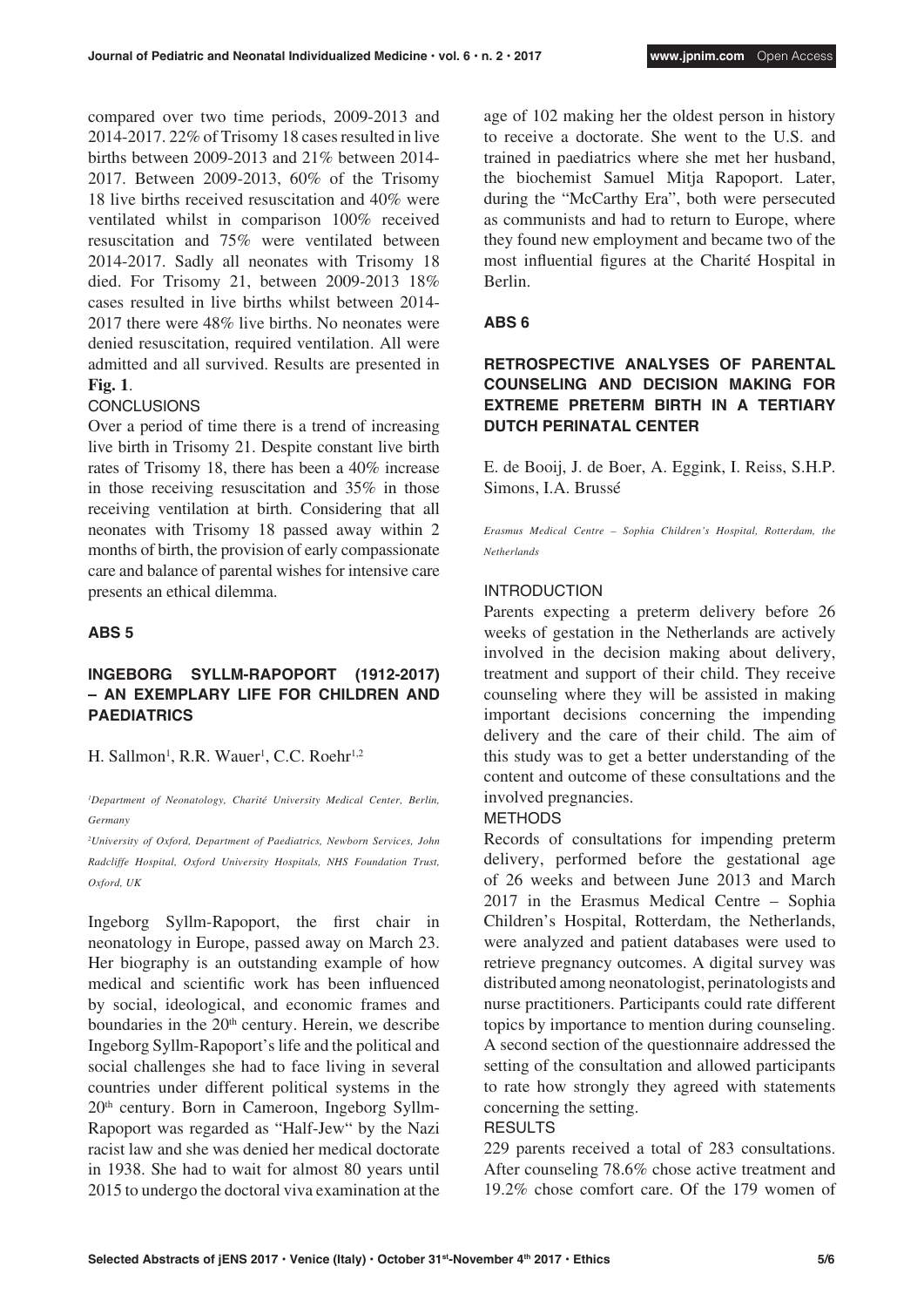compared over two time periods, 2009-2013 and 2014-2017. 22% of Trisomy 18 cases resulted in live births between 2009-2013 and 21% between 2014-2017. Between 2009-2013, 60% of the Trisomy 18 live births received resuscitation and 40% were ventilated whilst in comparison 100% received resuscitation and 75% were ventilated between 2014-2017. Sadly all neonates with Trisomy 18 died. For Trisomy 21, between 2009-2013 18% cases resulted in live births whilst between 2014-2017 there were 48% live births. No neonates were denied resuscitation, required ventilation. All were admitted and all survived. Results are presented in **Fig. 1**.

CONCLUSIONS

Over a period of time there is a trend of increasing live birth in Trisomy 21. Despite constant live birth rates of Trisomy 18, there has been a 40% increase in those receiving resuscitation and 35% in those receiving ventilation at birth. Considering that all neonates with Trisomy 18 passed away within 2 months of birth, the provision of early compassionate care and balance of parental wishes for intensive care presents an ethical dilemma.

## ABS 5

### INGEBORG SYLLM-RAPOPORT (1912-2017) – AN EXEMPLARY LIFE FOR CHILDREN AND PAEDIATRICS

H. Sallmon[1], R.R. Wauer[1], C.C. Roehr[1,2]

*[1]Department of Neonatology, Charité University Medical Center, Berlin, Germany*

*[2]University of Oxford, Department of Paediatrics, Newborn Services, John Radcliffe Hospital, Oxford University Hospitals, NHS Foundation Trust, Oxford, UK*

Ingeborg Syllm-Rapoport, the first chair in neonatology in Europe, passed away on March 23. Her biography is an outstanding example of how medical and scientific work has been influenced by social, ideological, and economic frames and boundaries in the 20th century. Herein, we describe Ingeborg Syllm-Rapoport's life and the political and social challenges she had to face living in several countries under different political systems in the 20th century. Born in Cameroon, Ingeborg Syllm-Rapoport was regarded as "Half-Jew" by the Nazi racist law and she was denied her medical doctorate in 1938. She had to wait for almost 80 years until 2015 to undergo the doctoral viva examination at the age of 102 making her the oldest person in history to receive a doctorate. She went to the U.S. and trained in paediatrics where she met her husband, the biochemist Samuel Mitja Rapoport. Later, during the "McCarthy Era", both were persecuted as communists and had to return to Europe, where they found new employment and became two of the most influential figures at the Charité Hospital in Berlin.

## ABS 6

### RETROSPECTIVE ANALYSES OF PARENTAL COUNSELING AND DECISION MAKING FOR EXTREME PRETERM BIRTH IN A TERTIARY DUTCH PERINATAL CENTER

E. de Booij, J. de Boer, A. Eggink, I. Reiss, S.H.P. Simons, I.A. Brussé

*Erasmus Medical Centre – Sophia Children's Hospital, Rotterdam, the Netherlands*

INTRODUCTION

Parents expecting a preterm delivery before 26 weeks of gestation in the Netherlands are actively involved in the decision making about delivery, treatment and support of their child. They receive counseling where they will be assisted in making important decisions concerning the impending delivery and the care of their child. The aim of this study was to get a better understanding of the content and outcome of these consultations and the involved pregnancies.

METHODS

Records of consultations for impending preterm delivery, performed before the gestational age of 26 weeks and between June 2013 and March 2017 in the Erasmus Medical Centre – Sophia Children's Hospital, Rotterdam, the Netherlands, were analyzed and patient databases were used to retrieve pregnancy outcomes. A digital survey was distributed among neonatologist, perinatologists and nurse practitioners. Participants could rate different topics by importance to mention during counseling. A second section of the questionnaire addressed the setting of the consultation and allowed participants to rate how strongly they agreed with statements concerning the setting.

RESULTS

229 parents received a total of 283 consultations. After counseling 78.6% chose active treatment and 19.2% chose comfort care. Of the 179 women of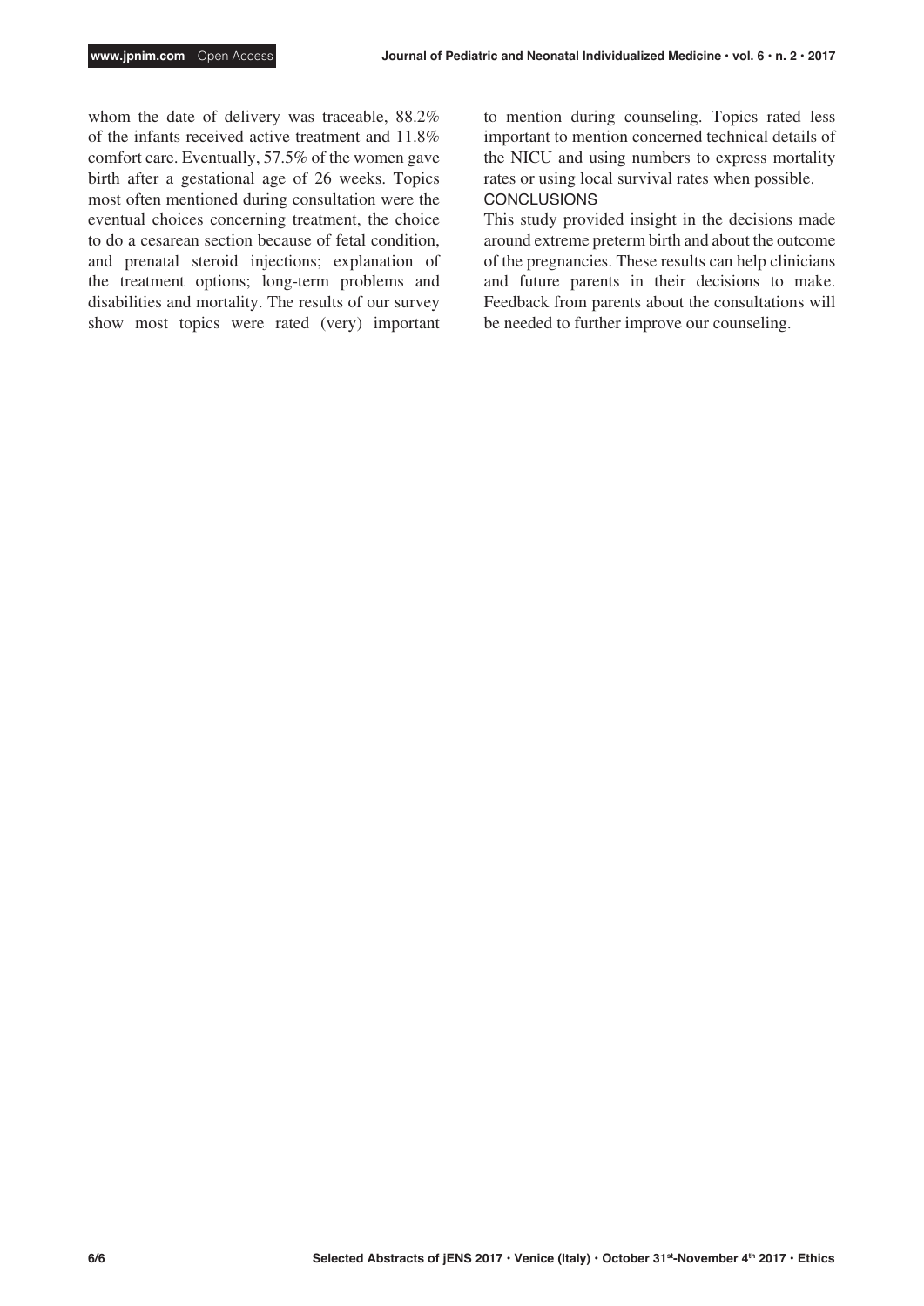whom the date of delivery was traceable, 88.2% of the infants received active treatment and 11.8% comfort care. Eventually, 57.5% of the women gave birth after a gestational age of 26 weeks. Topics most often mentioned during consultation were the eventual choices concerning treatment, the choice to do a cesarean section because of fetal condition, and prenatal steroid injections; explanation of the treatment options; long-term problems and disabilities and mortality. The results of our survey show most topics were rated (very) important to mention during counseling. Topics rated less important to mention concerned technical details of the NICU and using numbers to express mortality rates or using local survival rates when possible.

CONCLUSIONS

This study provided insight in the decisions made around extreme preterm birth and about the outcome of the pregnancies. These results can help clinicians and future parents in their decisions to make. Feedback from parents about the consultations will be needed to further improve our counseling.